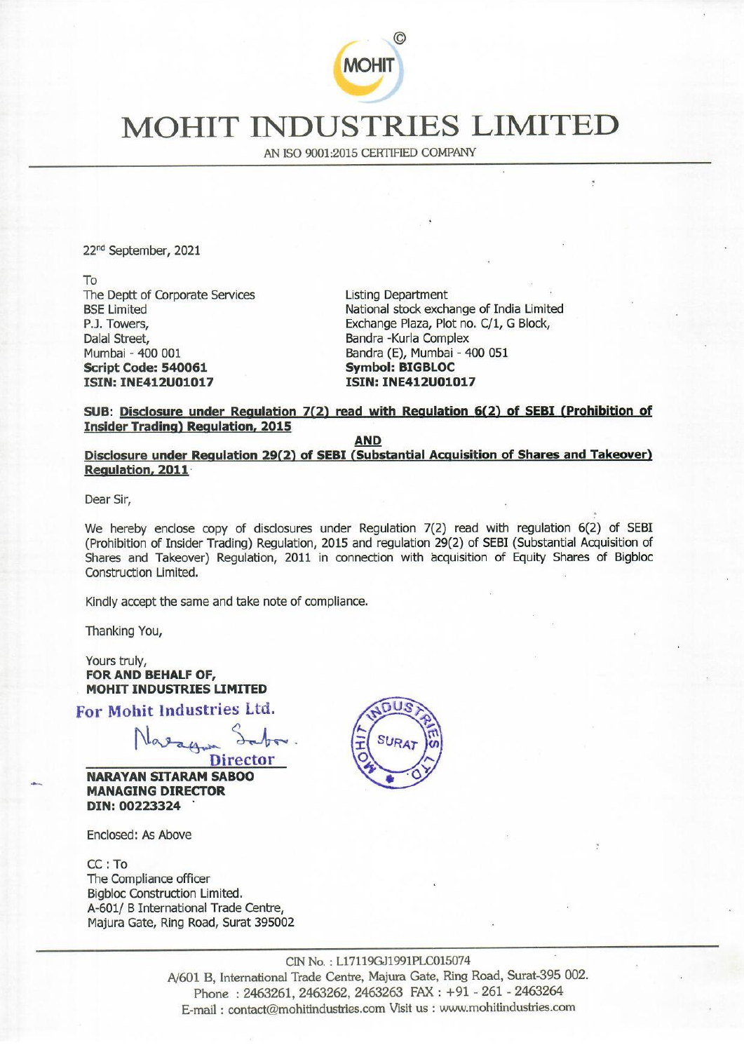# MOHIT INDUSTRIES LIMITED

AN ISO 9001:2015 CERTIFIED COMPANY

22nd September, 2021

To
The Deptt of Corporate Services
BSE Limited
P.J. Towers,
Dalal Street,
Mumbai - 400 001
**Script Code: 540061**
**ISIN: INE412U01017**

Listing Department
National stock exchange of India Limited
Exchange Plaza, Plot no. C/1, G Block,
Bandra -Kurla Complex
Bandra (E), Mumbai - 400 051
**Symbol: BIGBLOC**
**ISIN: INE412U01017**

**SUB: Disclosure under Regulation 7(2) read with Regulation 6(2) of SEBI (Prohibition of Insider Trading) Regulation, 2015**

**AND**

**Disclosure under Regulation 29(2) of SEBI (Substantial Acquisition of Shares and Takeover) Regulation, 2011**

Dear Sir,

We hereby enclose copy of disclosures under Regulation 7(2) read with regulation 6(2) of SEBI (Prohibition of Insider Trading) Regulation, 2015 and regulation 29(2) of SEBI (Substantial Acquisition of Shares and Takeover) Regulation, 2011 in connection with acquisition of Equity Shares of Bigbloc Construction Limited.

Kindly accept the same and take note of compliance.

Thanking You,

Yours truly,
**FOR AND BEHALF OF,**
**MOHIT INDUSTRIES LIMITED**

For Mohit Industries Ltd.

Director

**NARAYAN SITARAM SABOO**
**MANAGING DIRECTOR**
**DIN: 00223324**

Enclosed: As Above

CC : To
The Compliance officer
Bigbloc Construction Limited.
A-601/ B International Trade Centre,
Majura Gate, Ring Road, Surat 395002

CIN No. : L17119GJ1991PLC015074
A/601 B, International Trade Centre, Majura Gate, Ring Road, Surat-395 002.
Phone : 2463261, 2463262, 2463263 FAX : +91 - 261 - 2463264
E-mail : contact@mohitindustries.com Visit us : www.mohitindustries.com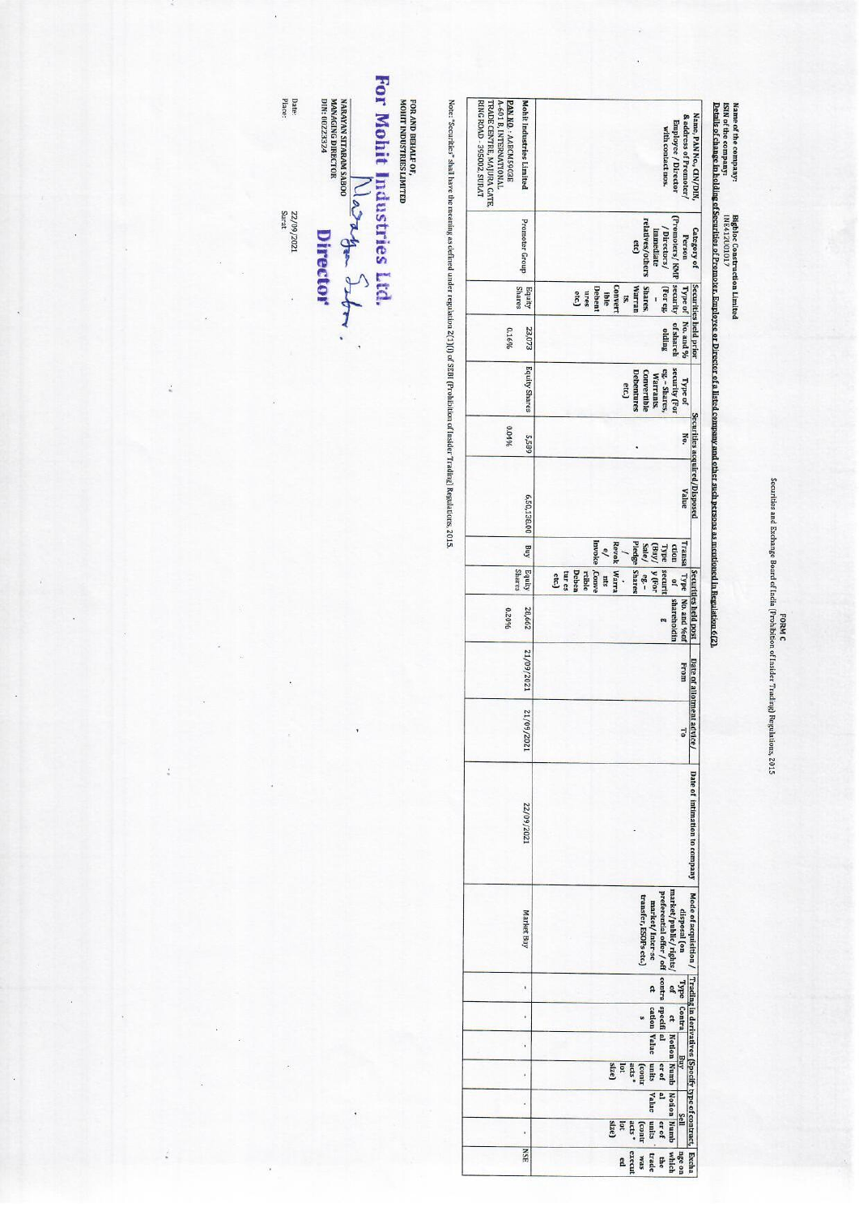**FORM C**

Securities and Exchange Board of India (Prohibition of Insider Trading) Regulations, 2015

**Name of the company:** Rigid Construction Limited

**ISIN of the company:** INE412U01017

**Details of change in holding of Securities of Promoter, Employee or Director of a listed company and other such persons as mentioned in Regulation 6(2).**

| Name, PAN No., CIN/DIN, & address of Promoter/ Employee / Director with contact nos. | Category of Person (Promoters/ KMP / Directors/ immediate relatives/others etc) | Securities held prior to acquisition/disposal | | Securities acquired/Disposed | | | | Securities held post acquisition/disposal | | Date of allotment advice/ acquisition of shares/ sale of shares specify | | Date of intimation to company | Mode of acquisition / disposal (on market/public/ rights/ preferential offer / off market/ Inter-se transfer, ESOPs etc.) | Trading in derivatives (Specify type of contract, Futures or Options etc) | | | | | | Exchange on which the trade was executed |
|---|---|---|---|---|---|---|---|---|---|---|---|---|---|---|---|---|---|---|---|---|
| | | Type of security (For eg. – Shares, Warrants, Convertible Debentures etc) | No. and % of shareholding | Type of security (For eg. – Shares, Warrants, Convertible Debentures etc) | No. | Value | Transaction Type (Buy/ Sale/ Pledge / Revoke/ Invoke) | Type of security (For eg. – Shares, Warrants, Convertible Debentures etc) | No. and % of shareholding | From | To | | | Type of contract | Contract specifications | Buy | | Sell | | |
| | | | | | | | | | | | | | | | | Notional Value | Number of units (contracts * lot size) | Notional Value | Number of units (contracts * lot size) | |
| Mohit Industries Limited<br>PAN NO. - AABCM5692E<br>A-601 B, INTERNATIONAL TRADE CENTRE, MAJURA GATE, RING ROAD - 395002, SURAT | Promoter Group | Equity Shares | 23,073<br>0.16% | Equity Shares | 5,589<br>0.04% | 650,128.00 | Buy | Equity Shares | 28,662<br>0.20% | 21/09/2021 | 21/09/2021 | 22/09/2021 | Market Buy | - | - | - | - | - | - | NSE |

Note: "Securities" shall have the meaning as defined under regulation 2(1)(i) of SEBI (Prohibition of Insider Trading) Regulations, 2015.

FOR AND BEHALF OF,
MOHIT INDUSTRIES LIMITED

For Mohit Industries Ltd.

Director

NARAYAN SITARAM SABOO
MANAGING DIRECTOR
DIN: 00223324

Date: 22/09/2021
Place: Surat